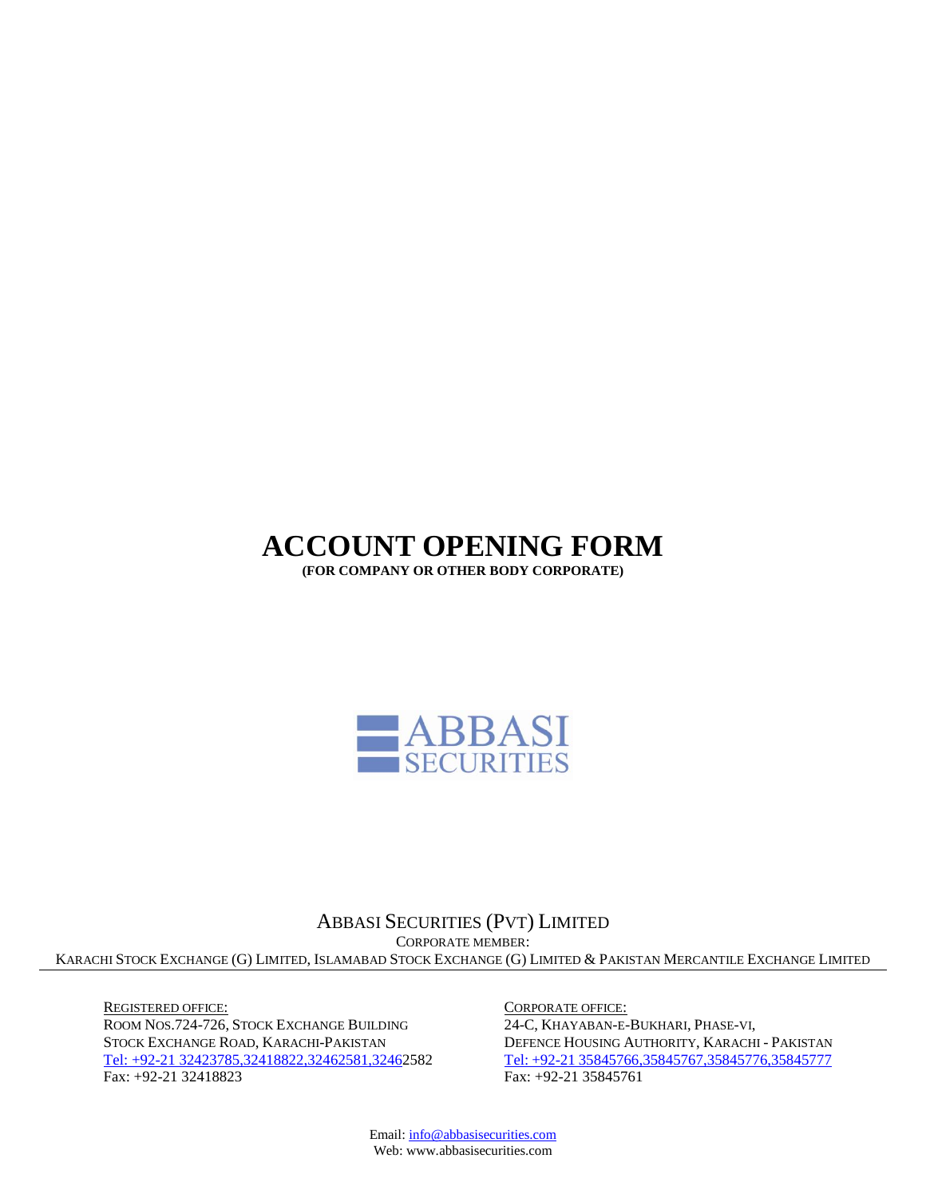# ACCOUNT OPENING FORM

**(FOR COMPANY OR OTHER BODY CORPORATE)**

ABBASI SECURITIES

ABBASI SECURITIES (PVT) LIMITED

CORPORATE MEMBER:

KARACHI STOCK EXCHANGE (G) LIMITED, ISLAMABAD STOCK EXCHANGE (G) LIMITED & PAKISTAN MERCANTILE EXCHANGE LIMITED

---

REGISTERED OFFICE:
ROOM NOS.724-726, STOCK EXCHANGE BUILDING
STOCK EXCHANGE ROAD, KARACHI-PAKISTAN
Tel: +92-21 32423785,32418822,32462581,32462582
Fax: +92-21 32418823

CORPORATE OFFICE:
24-C, KHAYABAN-E-BUKHARI, PHASE-VI,
DEFENCE HOUSING AUTHORITY, KARACHI - PAKISTAN
Tel: +92-21 35845766,35845767,35845776,35845777
Fax: +92-21 35845761

Email: info@abbasisecurities.com
Web: www.abbasisecurities.com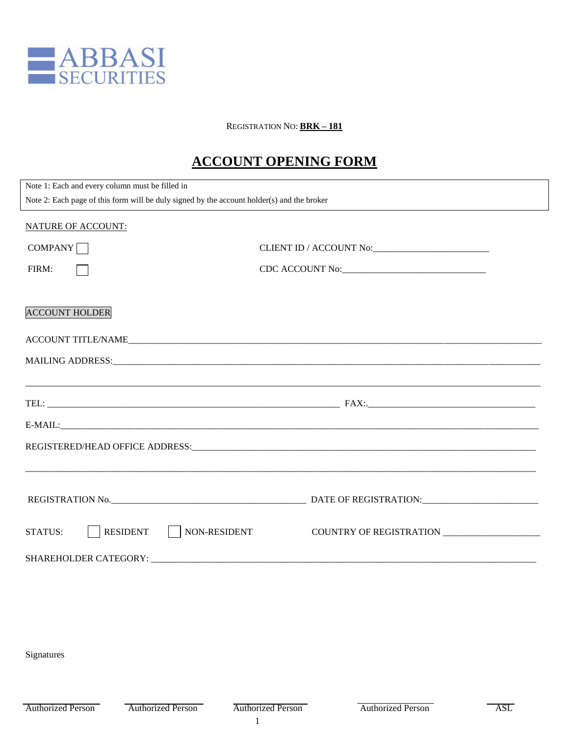ABBASI SECURITIES

REGISTRATION NO: **BRK – 181**

# ACCOUNT OPENING FORM

Note 1: Each and every column must be filled in

Note 2: Each page of this form will be duly signed by the account holder(s) and the broker

NATURE OF ACCOUNT:

COMPANY ☐ CLIENT ID / ACCOUNT No:________________________

FIRM: ☐ CDC ACCOUNT No:______________________________

ACCOUNT HOLDER

ACCOUNT TITLE/NAME________________________________________________________________________________

MAILING ADDRESS:__________________________________________________________________________________

_________________________________________________________________________________________________

TEL: ____________________________________________________________ FAX:.___________________________________

E-MAIL:__________________________________________________________________________________________

REGISTERED/HEAD OFFICE ADDRESS:___________________________________________________________________

_________________________________________________________________________________________________

REGISTRATION No.__________________________________________ DATE OF REGISTRATION:________________________

STATUS: ☐ RESIDENT ☐ NON-RESIDENT COUNTRY OF REGISTRATION ____________________

SHAREHOLDER CATEGORY: ________________________________________________________________________

Signatures

| Authorized Person | Authorized Person | Authorized Person | Authorized Person | ASL |
|---|---|---|---|---|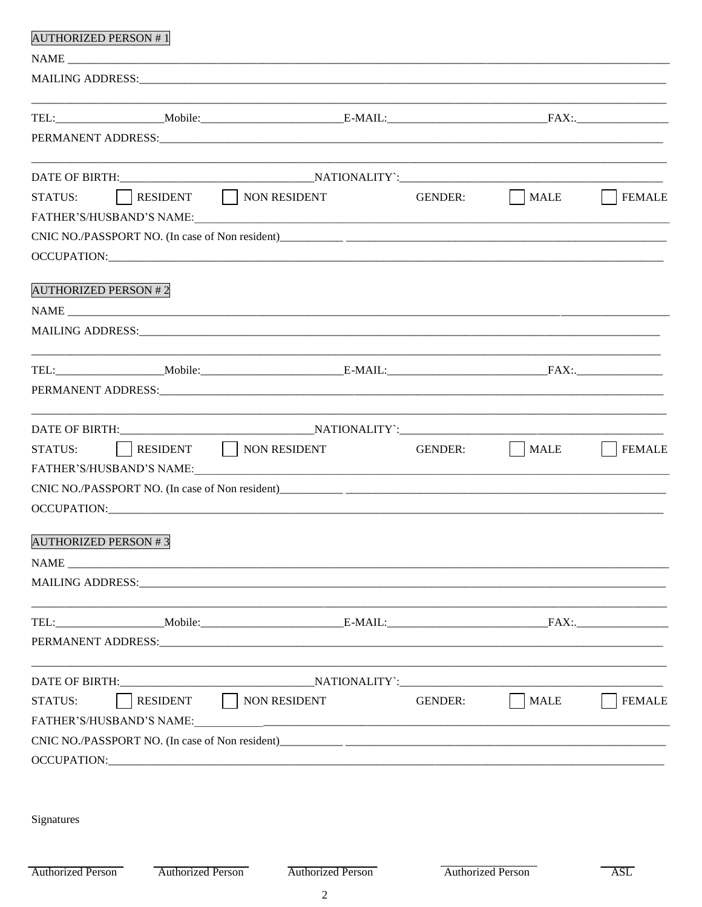AUTHORIZED PERSON # 1

NAME ____________________________________________________________________________________

MAILING ADDRESS:___________________________________________________________________________

_______________________________________________________________________________________

TEL:__________________Mobile:________________________E-MAIL:___________________________FAX:._______________

PERMANENT ADDRESS:________________________________________________________________________

_______________________________________________________________________________________

DATE OF BIRTH:________________________________NATIONALITY`:___________________________________________

STATUS: ☐ RESIDENT ☐ NON RESIDENT GENDER: ☐ MALE ☐ FEMALE

FATHER'S/HUSBAND'S NAME:___________________________________________________________________

CNIC NO./PASSPORT NO. (In case of Non resident)__________ ________________________________________________

OCCUPATION:______________________________________________________________________________

AUTHORIZED PERSON # 2

NAME ____________________________________________________________________________________

MAILING ADDRESS:___________________________________________________________________________

_______________________________________________________________________________________

TEL:__________________Mobile:________________________E-MAIL:___________________________FAX:._______________

PERMANENT ADDRESS:________________________________________________________________________

_______________________________________________________________________________________

DATE OF BIRTH:________________________________NATIONALITY`:___________________________________________

STATUS: ☐ RESIDENT ☐ NON RESIDENT GENDER: ☐ MALE ☐ FEMALE

FATHER'S/HUSBAND'S NAME:___________________________________________________________________

CNIC NO./PASSPORT NO. (In case of Non resident)__________ ________________________________________________

OCCUPATION:______________________________________________________________________________

AUTHORIZED PERSON # 3

NAME ____________________________________________________________________________________

MAILING ADDRESS:___________________________________________________________________________

_______________________________________________________________________________________

TEL:__________________Mobile:________________________E-MAIL:___________________________FAX:._______________

PERMANENT ADDRESS:________________________________________________________________________

_______________________________________________________________________________________

DATE OF BIRTH:________________________________NATIONALITY`:___________________________________________

STATUS: ☐ RESIDENT ☐ NON RESIDENT GENDER: ☐ MALE ☐ FEMALE

FATHER'S/HUSBAND'S NAME:___________________________________________________________________

CNIC NO./PASSPORT NO. (In case of Non resident)__________ ________________________________________________

OCCUPATION:______________________________________________________________________________

Signatures

| Authorized Person | Authorized Person | Authorized Person | Authorized Person | ASL |
|---|---|---|---|---|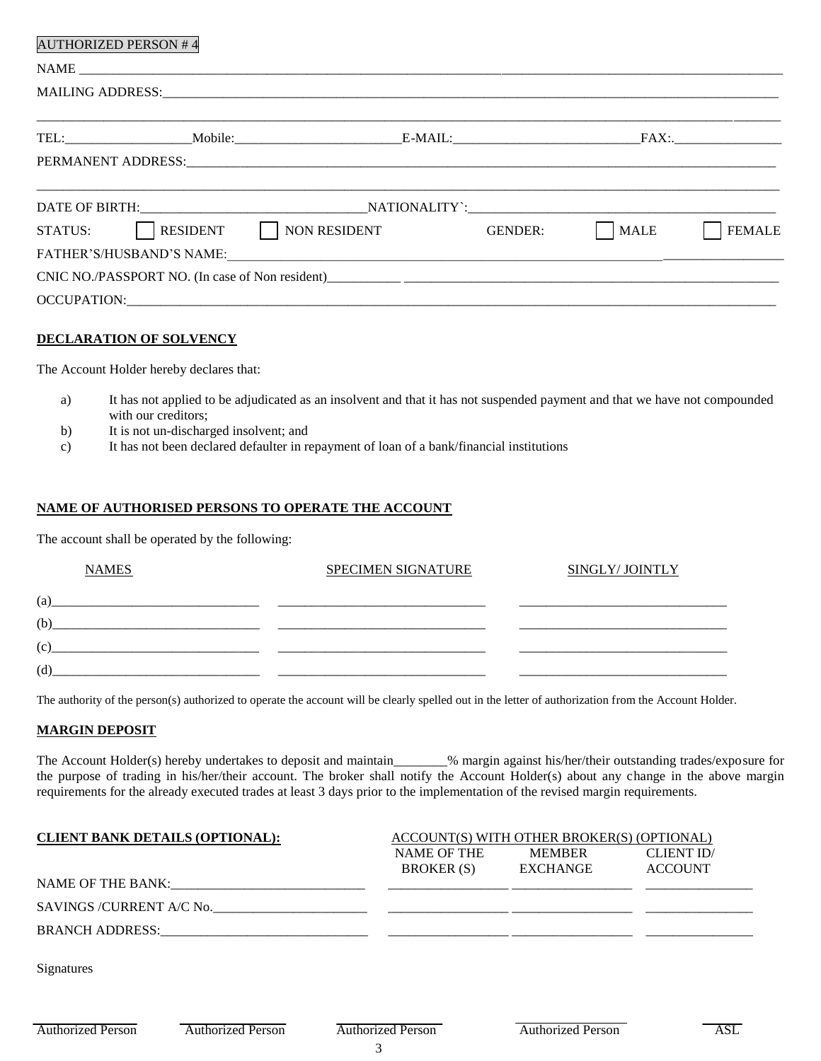AUTHORIZED PERSON # 4

NAME ______________________________________________________________________________________________

MAILING ADDRESS:___________________________________________________________________________________

___________________________________________________________________________________________________

TEL:__________________Mobile:________________________E-MAIL:___________________________FAX:.________________

PERMANENT ADDRESS:_________________________________________________________________________________

___________________________________________________________________________________________________

DATE OF BIRTH:_______________________________NATIONALITY`:___________________________________________

STATUS: ☐ RESIDENT ☐ NON RESIDENT GENDER: ☐ MALE ☐ FEMALE

FATHER'S/HUSBAND'S NAME:__________________________________________________________________________

CNIC NO./PASSPORT NO. (In case of Non resident)__________ ___________________________________________________

OCCUPATION:_______________________________________________________________________________________

**DECLARATION OF SOLVENCY**

The Account Holder hereby declares that:

a) It has not applied to be adjudicated as an insolvent and that it has not suspended payment and that we have not compounded with our creditors;
b) It is not un-discharged insolvent; and
c) It has not been declared defaulter in repayment of loan of a bank/financial institutions

**NAME OF AUTHORISED PERSONS TO OPERATE THE ACCOUNT**

The account shall be operated by the following:

| NAMES | SPECIMEN SIGNATURE | SINGLY/ JOINTLY |
|---|---|---|
| (a)______________________________ | ______________________________ | ______________________________ |
| (b)______________________________ | ______________________________ | ______________________________ |
| (c)______________________________ | ______________________________ | ______________________________ |
| (d)______________________________ | ______________________________ | ______________________________ |

The authority of the person(s) authorized to operate the account will be clearly spelled out in the letter of authorization from the Account Holder.

**MARGIN DEPOSIT**

The Account Holder(s) hereby undertakes to deposit and maintain________% margin against his/her/their outstanding trades/exposure for the purpose of trading in his/her/their account. The broker shall notify the Account Holder(s) about any change in the above margin requirements for the already executed trades at least 3 days prior to the implementation of the revised margin requirements.

**CLIENT BANK DETAILS (OPTIONAL):**

NAME OF THE BANK:____________________________

SAVINGS /CURRENT A/C No.______________________

BRANCH ADDRESS:_______________________________

ACCOUNT(S) WITH OTHER BROKER(S) (OPTIONAL)

| NAME OF THE BROKER (S) | MEMBER EXCHANGE | CLIENT ID/ ACCOUNT |
|---|---|---|
| _________________ | _________________ | ________________ |
| _________________ | _________________ | ________________ |
| _________________ | _________________ | ________________ |

Signatures

| Authorized Person | Authorized Person | Authorized Person | Authorized Person | ASL |
|---|---|---|---|---|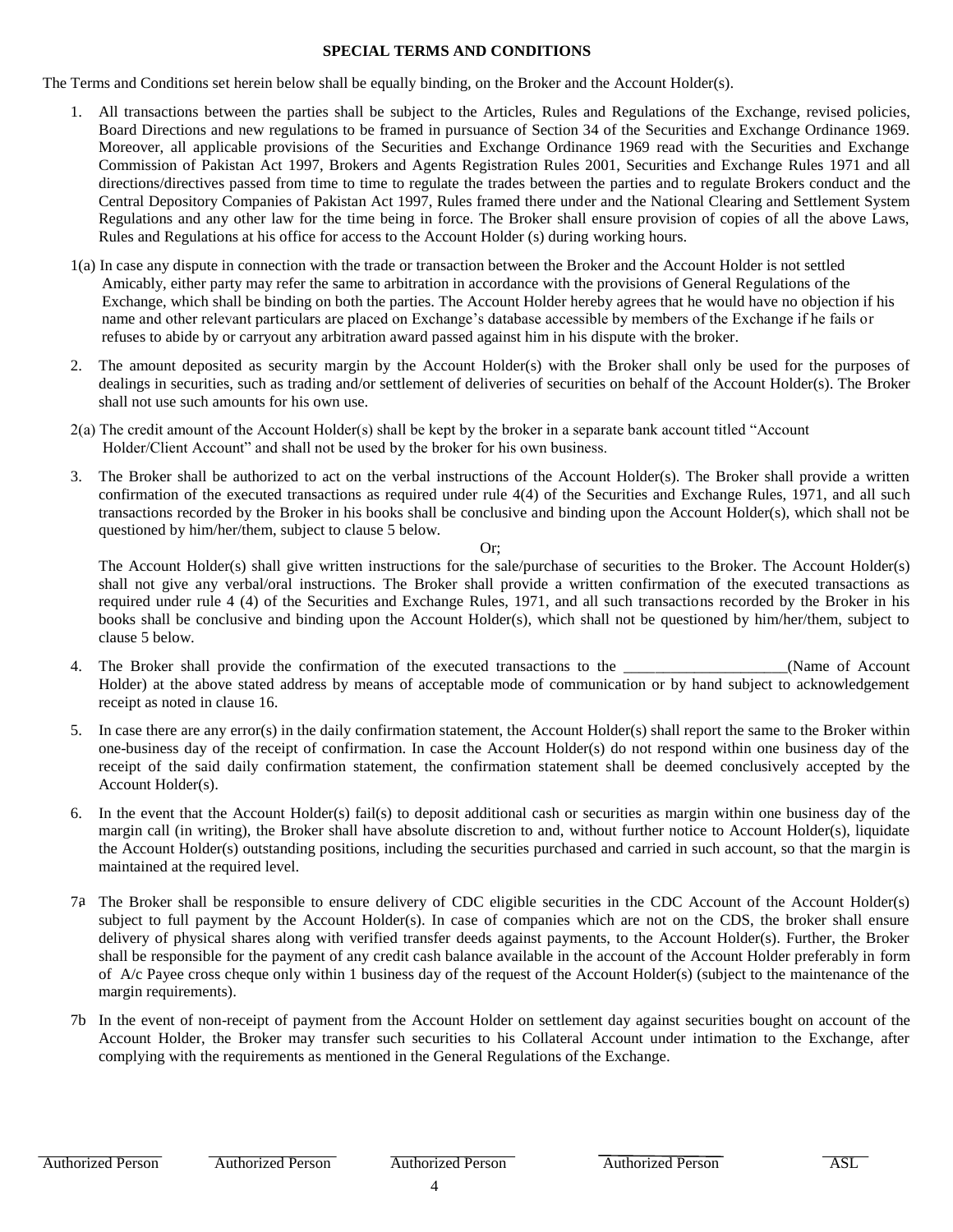**SPECIAL TERMS AND CONDITIONS**

The Terms and Conditions set herein below shall be equally binding, on the Broker and the Account Holder(s).

1. All transactions between the parties shall be subject to the Articles, Rules and Regulations of the Exchange, revised policies, Board Directions and new regulations to be framed in pursuance of Section 34 of the Securities and Exchange Ordinance 1969. Moreover, all applicable provisions of the Securities and Exchange Ordinance 1969 read with the Securities and Exchange Commission of Pakistan Act 1997, Brokers and Agents Registration Rules 2001, Securities and Exchange Rules 1971 and all directions/directives passed from time to time to regulate the trades between the parties and to regulate Brokers conduct and the Central Depository Companies of Pakistan Act 1997, Rules framed there under and the National Clearing and Settlement System Regulations and any other law for the time being in force. The Broker shall ensure provision of copies of all the above Laws, Rules and Regulations at his office for access to the Account Holder (s) during working hours.

1(a) In case any dispute in connection with the trade or transaction between the Broker and the Account Holder is not settled Amicably, either party may refer the same to arbitration in accordance with the provisions of General Regulations of the Exchange, which shall be binding on both the parties. The Account Holder hereby agrees that he would have no objection if his name and other relevant particulars are placed on Exchange's database accessible by members of the Exchange if he fails or refuses to abide by or carryout any arbitration award passed against him in his dispute with the broker.

2. The amount deposited as security margin by the Account Holder(s) with the Broker shall only be used for the purposes of dealings in securities, such as trading and/or settlement of deliveries of securities on behalf of the Account Holder(s). The Broker shall not use such amounts for his own use.

2(a) The credit amount of the Account Holder(s) shall be kept by the broker in a separate bank account titled "Account Holder/Client Account" and shall not be used by the broker for his own business.

3. The Broker shall be authorized to act on the verbal instructions of the Account Holder(s). The Broker shall provide a written confirmation of the executed transactions as required under rule 4(4) of the Securities and Exchange Rules, 1971, and all such transactions recorded by the Broker in his books shall be conclusive and binding upon the Account Holder(s), which shall not be questioned by him/her/them, subject to clause 5 below.

   Or;

   The Account Holder(s) shall give written instructions for the sale/purchase of securities to the Broker. The Account Holder(s) shall not give any verbal/oral instructions. The Broker shall provide a written confirmation of the executed transactions as required under rule 4 (4) of the Securities and Exchange Rules, 1971, and all such transactions recorded by the Broker in his books shall be conclusive and binding upon the Account Holder(s), which shall not be questioned by him/her/them, subject to clause 5 below.

4. The Broker shall provide the confirmation of the executed transactions to the ____________________(Name of Account Holder) at the above stated address by means of acceptable mode of communication or by hand subject to acknowledgement receipt as noted in clause 16.

5. In case there are any error(s) in the daily confirmation statement, the Account Holder(s) shall report the same to the Broker within one-business day of the receipt of confirmation. In case the Account Holder(s) do not respond within one business day of the receipt of the said daily confirmation statement, the confirmation statement shall be deemed conclusively accepted by the Account Holder(s).

6. In the event that the Account Holder(s) fail(s) to deposit additional cash or securities as margin within one business day of the margin call (in writing), the Broker shall have absolute discretion to and, without further notice to Account Holder(s), liquidate the Account Holder(s) outstanding positions, including the securities purchased and carried in such account, so that the margin is maintained at the required level.

7a The Broker shall be responsible to ensure delivery of CDC eligible securities in the CDC Account of the Account Holder(s) subject to full payment by the Account Holder(s). In case of companies which are not on the CDS, the broker shall ensure delivery of physical shares along with verified transfer deeds against payments, to the Account Holder(s). Further, the Broker shall be responsible for the payment of any credit cash balance available in the account of the Account Holder preferably in form of A/c Payee cross cheque only within 1 business day of the request of the Account Holder(s) (subject to the maintenance of the margin requirements).

7b In the event of non-receipt of payment from the Account Holder on settlement day against securities bought on account of the Account Holder, the Broker may transfer such securities to his Collateral Account under intimation to the Exchange, after complying with the requirements as mentioned in the General Regulations of the Exchange.

Authorized Person &emsp; Authorized Person &emsp; Authorized Person &emsp; Authorized Person &emsp; ASL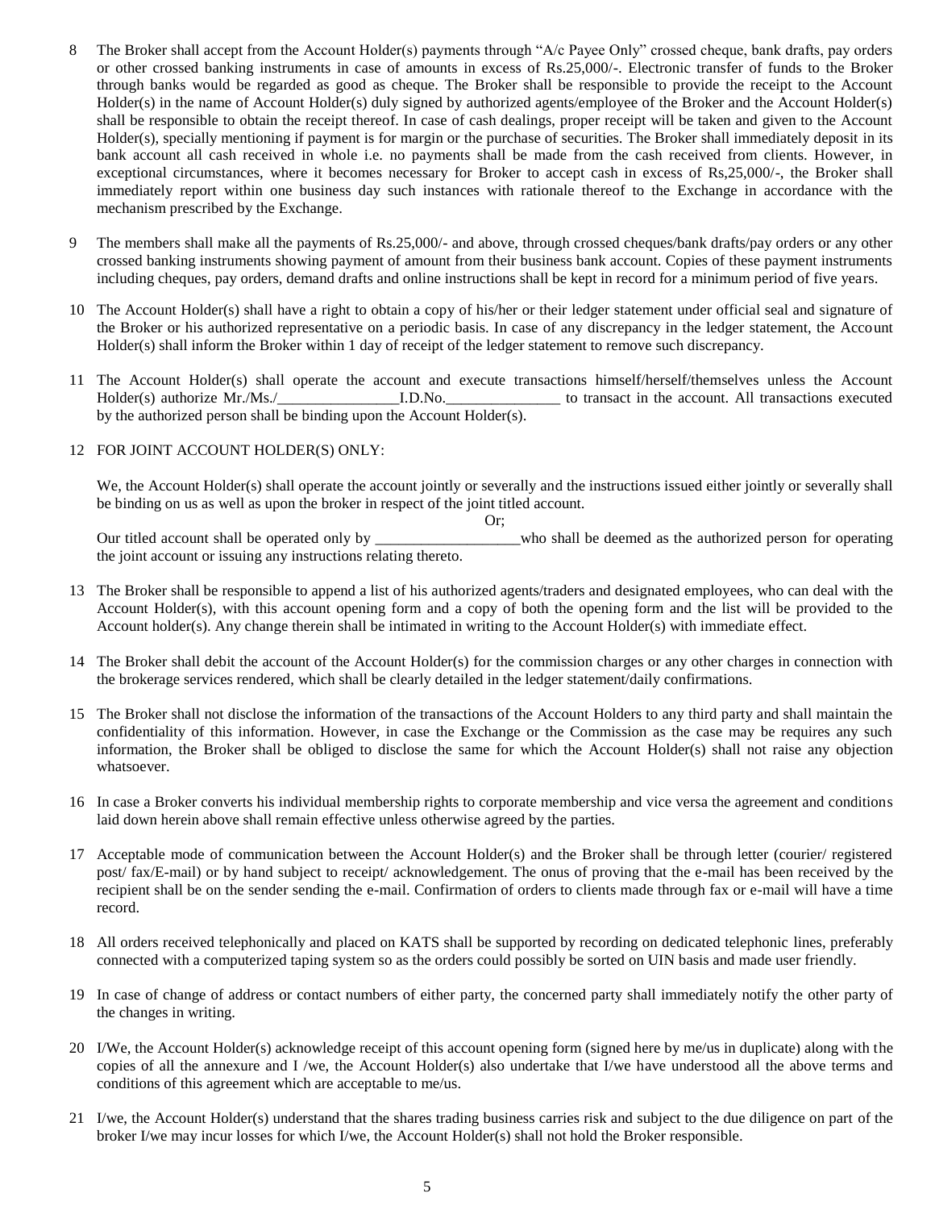8 The Broker shall accept from the Account Holder(s) payments through "A/c Payee Only" crossed cheque, bank drafts, pay orders or other crossed banking instruments in case of amounts in excess of Rs.25,000/-. Electronic transfer of funds to the Broker through banks would be regarded as good as cheque. The Broker shall be responsible to provide the receipt to the Account Holder(s) in the name of Account Holder(s) duly signed by authorized agents/employee of the Broker and the Account Holder(s) shall be responsible to obtain the receipt thereof. In case of cash dealings, proper receipt will be taken and given to the Account Holder(s), specially mentioning if payment is for margin or the purchase of securities. The Broker shall immediately deposit in its bank account all cash received in whole i.e. no payments shall be made from the cash received from clients. However, in exceptional circumstances, where it becomes necessary for Broker to accept cash in excess of Rs,25,000/-, the Broker shall immediately report within one business day such instances with rationale thereof to the Exchange in accordance with the mechanism prescribed by the Exchange.

9 The members shall make all the payments of Rs.25,000/- and above, through crossed cheques/bank drafts/pay orders or any other crossed banking instruments showing payment of amount from their business bank account. Copies of these payment instruments including cheques, pay orders, demand drafts and online instructions shall be kept in record for a minimum period of five years.

10 The Account Holder(s) shall have a right to obtain a copy of his/her or their ledger statement under official seal and signature of the Broker or his authorized representative on a periodic basis. In case of any discrepancy in the ledger statement, the Account Holder(s) shall inform the Broker within 1 day of receipt of the ledger statement to remove such discrepancy.

11 The Account Holder(s) shall operate the account and execute transactions himself/herself/themselves unless the Account Holder(s) authorize Mr./Ms./________________I.D.No._______________ to transact in the account. All transactions executed by the authorized person shall be binding upon the Account Holder(s).

12 FOR JOINT ACCOUNT HOLDER(S) ONLY:

We, the Account Holder(s) shall operate the account jointly or severally and the instructions issued either jointly or severally shall be binding on us as well as upon the broker in respect of the joint titled account.

Or;

Our titled account shall be operated only by ___________________who shall be deemed as the authorized person for operating the joint account or issuing any instructions relating thereto.

13 The Broker shall be responsible to append a list of his authorized agents/traders and designated employees, who can deal with the Account Holder(s), with this account opening form and a copy of both the opening form and the list will be provided to the Account holder(s). Any change therein shall be intimated in writing to the Account Holder(s) with immediate effect.

14 The Broker shall debit the account of the Account Holder(s) for the commission charges or any other charges in connection with the brokerage services rendered, which shall be clearly detailed in the ledger statement/daily confirmations.

15 The Broker shall not disclose the information of the transactions of the Account Holders to any third party and shall maintain the confidentiality of this information. However, in case the Exchange or the Commission as the case may be requires any such information, the Broker shall be obliged to disclose the same for which the Account Holder(s) shall not raise any objection whatsoever.

16 In case a Broker converts his individual membership rights to corporate membership and vice versa the agreement and conditions laid down herein above shall remain effective unless otherwise agreed by the parties.

17 Acceptable mode of communication between the Account Holder(s) and the Broker shall be through letter (courier/ registered post/ fax/E-mail) or by hand subject to receipt/ acknowledgement. The onus of proving that the e-mail has been received by the recipient shall be on the sender sending the e-mail. Confirmation of orders to clients made through fax or e-mail will have a time record.

18 All orders received telephonically and placed on KATS shall be supported by recording on dedicated telephonic lines, preferably connected with a computerized taping system so as the orders could possibly be sorted on UIN basis and made user friendly.

19 In case of change of address or contact numbers of either party, the concerned party shall immediately notify the other party of the changes in writing.

20 I/We, the Account Holder(s) acknowledge receipt of this account opening form (signed here by me/us in duplicate) along with the copies of all the annexure and I /we, the Account Holder(s) also undertake that I/we have understood all the above terms and conditions of this agreement which are acceptable to me/us.

21 I/we, the Account Holder(s) understand that the shares trading business carries risk and subject to the due diligence on part of the broker I/we may incur losses for which I/we, the Account Holder(s) shall not hold the Broker responsible.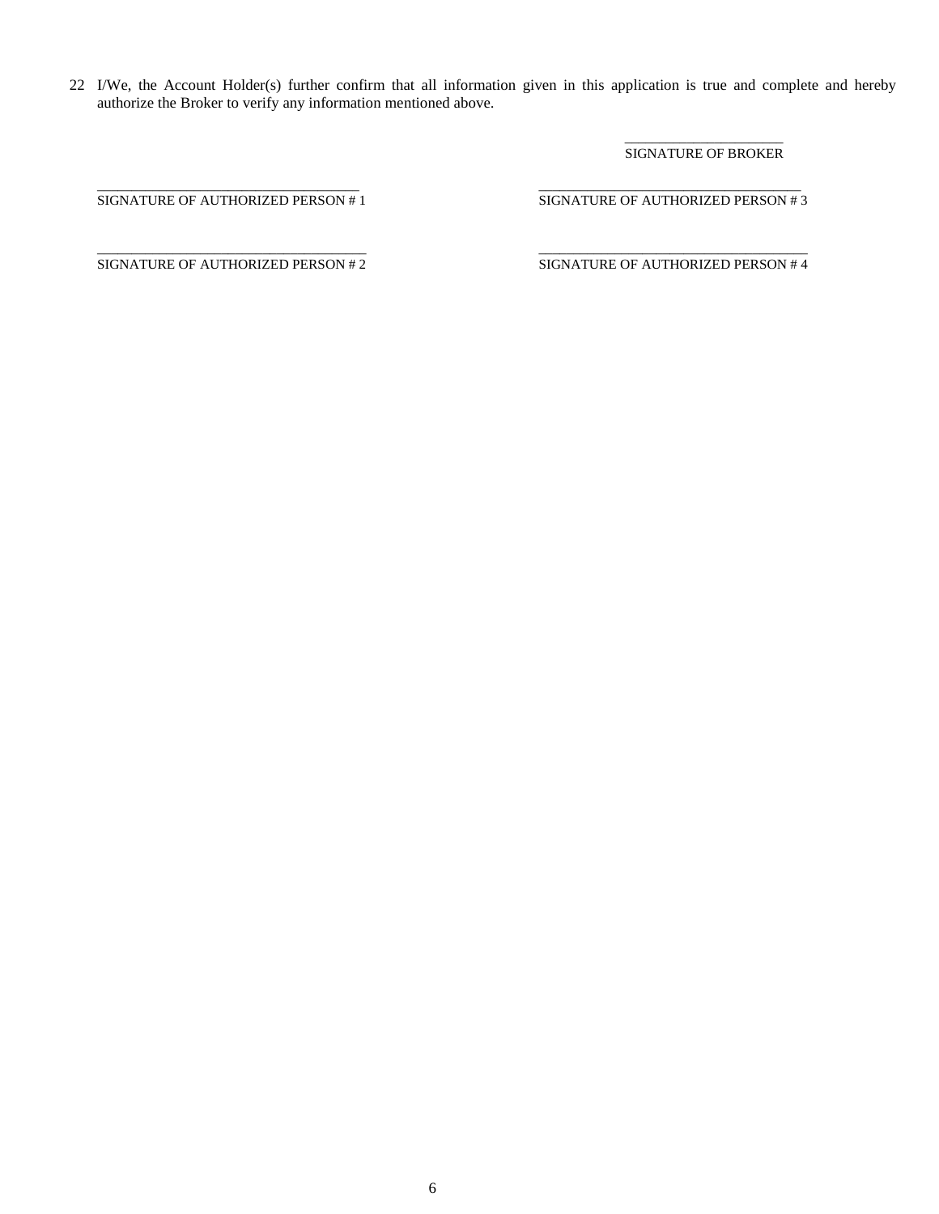22 I/We, the Account Holder(s) further confirm that all information given in this application is true and complete and hereby authorize the Broker to verify any information mentioned above.

\_\_\_\_\_\_\_\_\_\_\_\_\_\_\_\_\_\_\_\_\_\_\_\_
SIGNATURE OF BROKER

| | |
|---|---|
| \_\_\_\_\_\_\_\_\_\_\_\_\_\_\_\_\_\_\_\_\_\_\_\_\_\_\_\_\_\_\_\_\_\_\_\_\_\_<br>SIGNATURE OF AUTHORIZED PERSON # 1 | \_\_\_\_\_\_\_\_\_\_\_\_\_\_\_\_\_\_\_\_\_\_\_\_\_\_\_\_\_\_\_\_\_\_\_\_\_\_<br>SIGNATURE OF AUTHORIZED PERSON # 3 |
| \_\_\_\_\_\_\_\_\_\_\_\_\_\_\_\_\_\_\_\_\_\_\_\_\_\_\_\_\_\_\_\_\_\_\_\_\_\_<br>SIGNATURE OF AUTHORIZED PERSON # 2 | \_\_\_\_\_\_\_\_\_\_\_\_\_\_\_\_\_\_\_\_\_\_\_\_\_\_\_\_\_\_\_\_\_\_\_\_\_\_<br>SIGNATURE OF AUTHORIZED PERSON # 4 |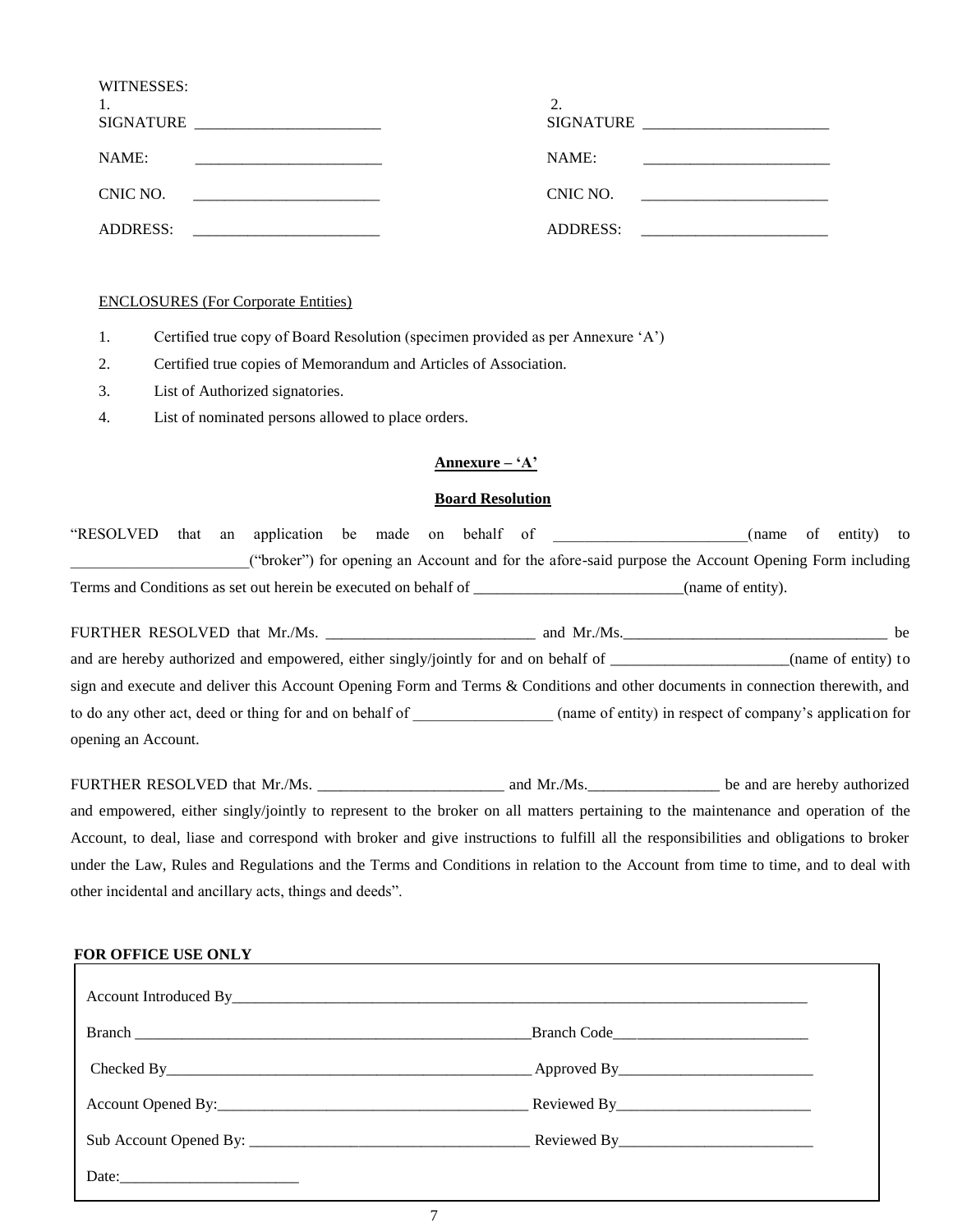WITNESSES:

| 1. | 2. |
|---|---|
| SIGNATURE ________________________ | SIGNATURE ________________________ |
| NAME: ________________________ | NAME: ________________________ |
| CNIC NO. ________________________ | CNIC NO. ________________________ |
| ADDRESS: ________________________ | ADDRESS: ________________________ |

ENCLOSURES (For Corporate Entities)

1. Certified true copy of Board Resolution (specimen provided as per Annexure 'A')
2. Certified true copies of Memorandum and Articles of Association.
3. List of Authorized signatories.
4. List of nominated persons allowed to place orders.

**Annexure – 'A'**

**Board Resolution**

"RESOLVED that an application be made on behalf of ________________________(name of entity) to ______________________("broker") for opening an Account and for the afore-said purpose the Account Opening Form including Terms and Conditions as set out herein be executed on behalf of __________________________(name of entity).

FURTHER RESOLVED that Mr./Ms. __________________________ and Mr./Ms.__________________________________ be and are hereby authorized and empowered, either singly/jointly for and on behalf of ______________________(name of entity) to sign and execute and deliver this Account Opening Form and Terms & Conditions and other documents in connection therewith, and to do any other act, deed or thing for and on behalf of _________________ (name of entity) in respect of company's application for opening an Account.

FURTHER RESOLVED that Mr./Ms. _______________________ and Mr./Ms.________________ be and are hereby authorized and empowered, either singly/jointly to represent to the broker on all matters pertaining to the maintenance and operation of the Account, to deal, liase and correspond with broker and give instructions to fulfill all the responsibilities and obligations to broker under the Law, Rules and Regulations and the Terms and Conditions in relation to the Account from time to time, and to deal with other incidental and ancillary acts, things and deeds".

**FOR OFFICE USE ONLY**

Account Introduced By______________________________________________________________________________

Branch ______________________________________________________Branch Code_________________________

Checked By_________________________________________________ Approved By_________________________

Account Opened By:________________________________________ Reviewed By_________________________

Sub Account Opened By: ____________________________________ Reviewed By_________________________

Date:_______________________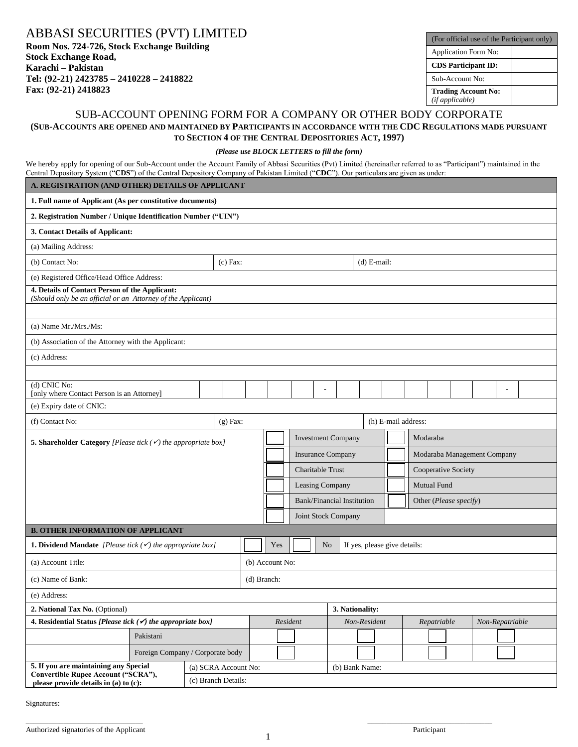# ABBASI SECURITIES (PVT) LIMITED

**Room Nos. 724-726, Stock Exchange Building**
**Stock Exchange Road,**
**Karachi – Pakistan**
**Tel: (92-21) 2423785 – 2410228 – 2418822**
**Fax: (92-21) 2418823**

| (For official use of the Participant only) | |
|---|---|
| Application Form No: | |
| **CDS Participant ID:** | |
| Sub-Account No: | |
| **Trading Account No:** *(if applicable)* | |

## SUB-ACCOUNT OPENING FORM FOR A COMPANY OR OTHER BODY CORPORATE

**(SUB-ACCOUNTS ARE OPENED AND MAINTAINED BY PARTICIPANTS IN ACCORDANCE WITH THE CDC REGULATIONS MADE PURSUANT TO SECTION 4 OF THE CENTRAL DEPOSITORIES ACT, 1997)**

***(Please use BLOCK LETTERS to fill the form)***

We hereby apply for opening of our Sub-Account under the Account Family of Abbasi Securities (Pvt) Limited (hereinafter referred to as "Participant") maintained in the Central Depository System ("**CDS**") of the Central Depository Company of Pakistan Limited ("**CDC**"). Our particulars are given as under:

| **A. REGISTRATION (AND OTHER) DETAILS OF APPLICANT** | | |
|---|---|---|
| **1. Full name of Applicant (As per constitutive documents)** | | |
| **2. Registration Number / Unique Identification Number ("UIN")** | | |
| **3. Contact Details of Applicant:** | | |
| (a) Mailing Address: | | |
| (b) Contact No: | (c) Fax: | (d) E-mail: |
| (e) Registered Office/Head Office Address: | | |
| **4. Details of Contact Person of the Applicant:** *(Should only be an official or an Attorney of the Applicant)* | | |
| | | |
| (a) Name Mr./Mrs./Ms: | | |
| (b) Association of the Attorney with the Applicant: | | |
| (c) Address: | | |
| | | |
| (d) CNIC No: [only where Contact Person is an Attorney] | _ _ _ _ _ - _ _ _ _ _ _ _ - _ | |
| (e) Expiry date of CNIC: | | |
| (f) Contact No: | (g) Fax: | (h) E-mail address: |

**5. Shareholder Category** *[Please tick (✓) the appropriate box]*

| | | | |
|---|---|---|---|
| ☐ | Investment Company | ☐ | Modaraba |
| ☐ | Insurance Company | ☐ | Modaraba Management Company |
| ☐ | Charitable Trust | ☐ | Cooperative Society |
| ☐ | Leasing Company | ☐ | Mutual Fund |
| ☐ | Bank/Financial Institution | ☐ | Other (*Please specify*) |
| ☐ | Joint Stock Company | | |

| **B. OTHER INFORMATION OF APPLICANT** | |
|---|---|
| **1. Dividend Mandate** *[Please tick (✓) the appropriate box]* | ☐ Yes ☐ No If yes, please give details: |
| (a) Account Title: | (b) Account No: |
| (c) Name of Bank: | (d) Branch: |
| (e) Address: | |
| **2. National Tax No.** (Optional) | **3. Nationality:** |

| **4. Residential Status** *[Please tick (✓) the appropriate box]* | *Resident* | *Non-Resident* | *Repatriable* | *Non-Repatriable* |
|---|---|---|---|---|
| Pakistani | ☐ | ☐ | ☐ | ☐ |
| Foreign Company / Corporate body | ☐ | ☐ | ☐ | ☐ |

| **5. If you are maintaining any Special Convertible Rupee Account ("SCRA"), please provide details in (a) to (c):** | (a) SCRA Account No: | (b) Bank Name: |
|---|---|---|
| | (c) Branch Details: | |

Signatures:

_____________________________
Authorized signatories of the Applicant

_____________________________
Participant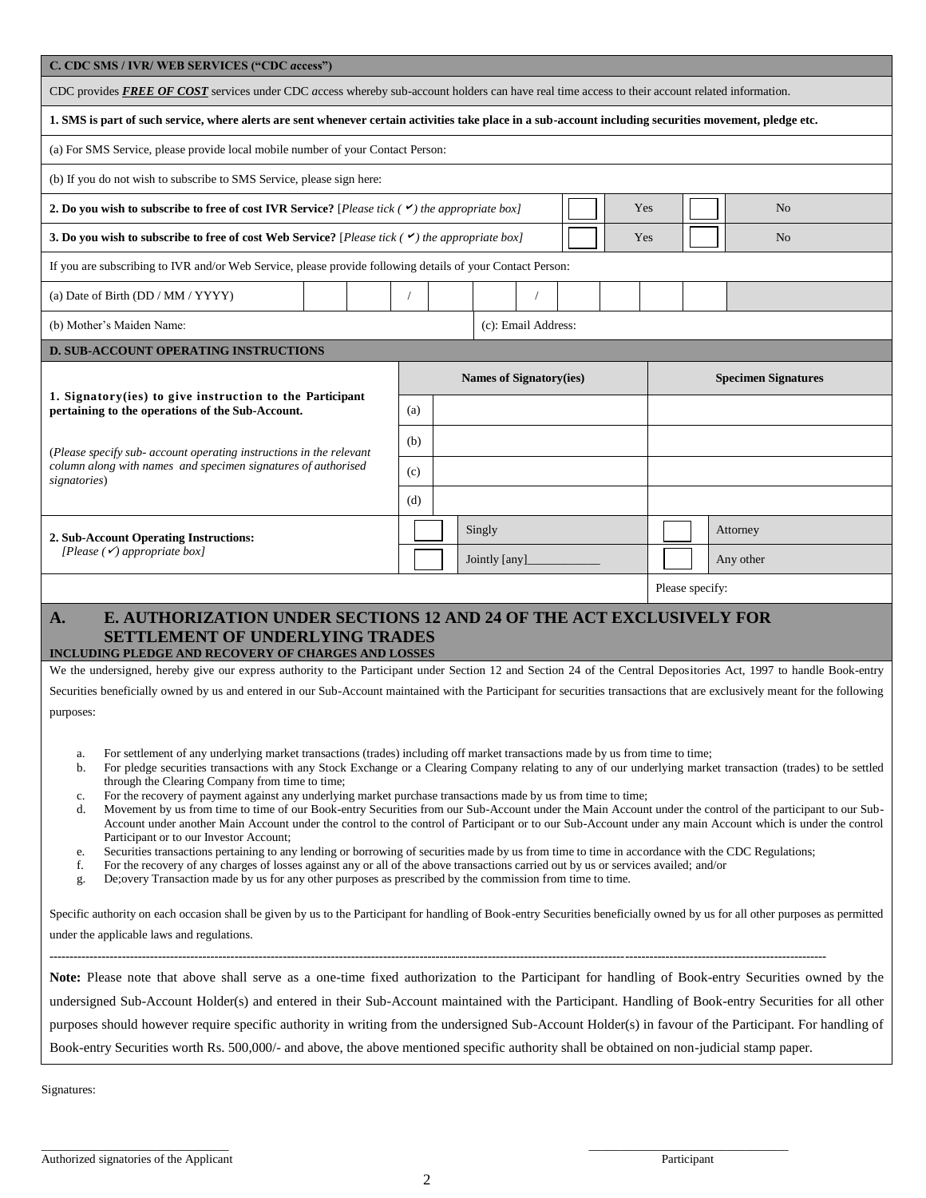| C. CDC SMS / IVR/ WEB SERVICES ("CDC *a*ccess") | | | | |
|---|---|---|---|---|
| CDC provides ***FREE OF COST*** services under CDC *a*ccess whereby sub-account holders can have real time access to their account related information. | | | | |
| **1. SMS is part of such service, where alerts are sent whenever certain activities take place in a sub-account including securities movement, pledge etc.** | | | | |
| (a) For SMS Service, please provide local mobile number of your Contact Person: | | | | |
| (b) If you do not wish to subscribe to SMS Service, please sign here: | | | | |
| **2. Do you wish to subscribe to free of cost IVR Service?** [*Please tick (✓) the appropriate box]* | ☐ | Yes | ☐ | No |
| **3. Do you wish to subscribe to free of cost Web Service?** [*Please tick (✓) the appropriate box]* | ☐ | Yes | ☐ | No |
| If you are subscribing to IVR and/or Web Service, please provide following details of your Contact Person: | | | | |
| (a) Date of Birth (DD / MM / YYYY) | _ _ / _ _ / _ _ _ _ | | | |
| (b) Mother's Maiden Name: | (c): Email Address: | | | |

| D. SUB-ACCOUNT OPERATING INSTRUCTIONS | | | | |
|---|---|---|---|---|
| **1. Signatory(ies) to give instruction to the Participant pertaining to the operations of the Sub-Account.** (*Please specify sub- account operating instructions in the relevant column along with names and specimen signatures of authorised signatories*) | **Names of Signatory(ies)** | | **Specimen Signatures** | |
| | (a) | | | |
| | (b) | | | |
| | (c) | | | |
| | (d) | | | |
| **2. Sub-Account Operating Instructions:** *[Please (✓) appropriate box]* | ☐ | Singly | ☐ | Attorney |
| | ☐ | Jointly [any]___________ | ☐ | Any other |
| | | | Please specify: | |

## A. E. AUTHORIZATION UNDER SECTIONS 12 AND 24 OF THE ACT EXCLUSIVELY FOR SETTLEMENT OF UNDERLYING TRADES

**INCLUDING PLEDGE AND RECOVERY OF CHARGES AND LOSSES**

We the undersigned, hereby give our express authority to the Participant under Section 12 and Section 24 of the Central Depositories Act, 1997 to handle Book-entry Securities beneficially owned by us and entered in our Sub-Account maintained with the Participant for securities transactions that are exclusively meant for the following purposes:

a. For settlement of any underlying market transactions (trades) including off market transactions made by us from time to time;
b. For pledge securities transactions with any Stock Exchange or a Clearing Company relating to any of our underlying market transaction (trades) to be settled through the Clearing Company from time to time;
c. For the recovery of payment against any underlying market purchase transactions made by us from time to time;
d. Movement by us from time to time of our Book-entry Securities from our Sub-Account under the Main Account under the control of the participant to our Sub-Account under another Main Account under the control to the control of Participant or to our Sub-Account under any main Account which is under the control Participant or to our Investor Account;
e. Securities transactions pertaining to any lending or borrowing of securities made by us from time to time in accordance with the CDC Regulations;
f. For the recovery of any charges of losses against any or all of the above transactions carried out by us or services availed; and/or
g. De;overy Transaction made by us for any other purposes as prescribed by the commission from time to time.

Specific authority on each occasion shall be given by us to the Participant for handling of Book-entry Securities beneficially owned by us for all other purposes as permitted under the applicable laws and regulations.

---

**Note:** Please note that above shall serve as a one-time fixed authorization to the Participant for handling of Book-entry Securities owned by the undersigned Sub-Account Holder(s) and entered in their Sub-Account maintained with the Participant. Handling of Book-entry Securities for all other purposes should however require specific authority in writing from the undersigned Sub-Account Holder(s) in favour of the Participant. For handling of Book-entry Securities worth Rs. 500,000/- and above, the above mentioned specific authority shall be obtained on non-judicial stamp paper.

Signatures:

_______________________________ Authorized signatories of the Applicant

_______________________________ Participant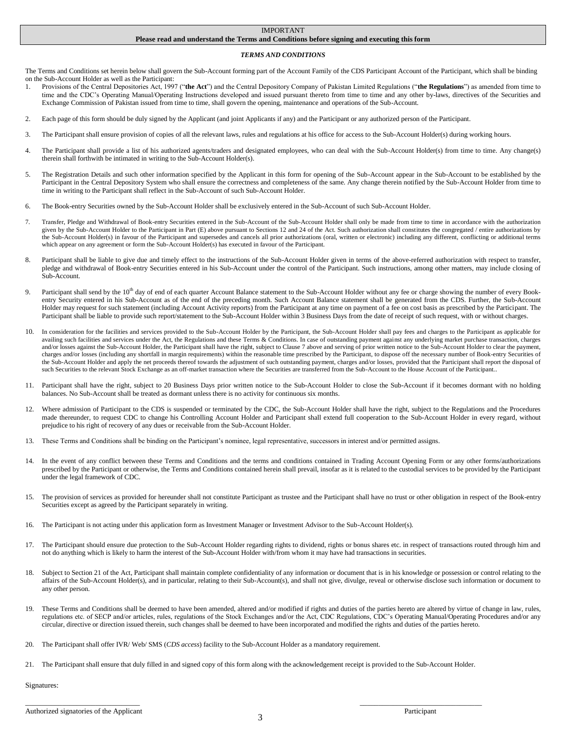**IMPORTANT**

**Please read and understand the Terms and Conditions before signing and executing this form**

***TERMS AND CONDITIONS***

The Terms and Conditions set herein below shall govern the Sub-Account forming part of the Account Family of the CDS Participant Account of the Participant, which shall be binding on the Sub-Account Holder as well as the Participant:

1. Provisions of the Central Depositories Act, 1997 ("**the Act**") and the Central Depository Company of Pakistan Limited Regulations ("**the Regulations**") as amended from time to time and the CDC's Operating Manual/Operating Instructions developed and issued pursuant thereto from time to time and any other by-laws, directives of the Securities and Exchange Commission of Pakistan issued from time to time, shall govern the opening, maintenance and operations of the Sub-Account.

2. Each page of this form should be duly signed by the Applicant (and joint Applicants if any) and the Participant or any authorized person of the Participant.

3. The Participant shall ensure provision of copies of all the relevant laws, rules and regulations at his office for access to the Sub-Account Holder(s) during working hours.

4. The Participant shall provide a list of his authorized agents/traders and designated employees, who can deal with the Sub-Account Holder(s) from time to time. Any change(s) therein shall forthwith be intimated in writing to the Sub-Account Holder(s).

5. The Registration Details and such other information specified by the Applicant in this form for opening of the Sub-Account appear in the Sub-Account to be established by the Participant in the Central Depository System who shall ensure the correctness and completeness of the same. Any change therein notified by the Sub-Account Holder from time to time in writing to the Participant shall reflect in the Sub-Account of such Sub-Account Holder.

6. The Book-entry Securities owned by the Sub-Account Holder shall be exclusively entered in the Sub-Account of such Sub-Account Holder.

7. Transfer, Pledge and Withdrawal of Book-entry Securities entered in the Sub-Account of the Sub-Account Holder shall only be made from time to time in accordance with the authorization given by the Sub-Account Holder to the Participant in Part (E) above pursuant to Sections 12 and 24 of the Act. Such authorization shall constitutes the congregated / entire authorizations by the Sub-Account Holder(s) in favour of the Participant and supersedes and cancels all prior authorizations (oral, written or electronic) including any different, conflicting or additional terms which appear on any agreement or form the Sub-Account Holder(s) has executed in favour of the Participant.

8. Participant shall be liable to give due and timely effect to the instructions of the Sub-Account Holder given in terms of the above-referred authorization with respect to transfer, pledge and withdrawal of Book-entry Securities entered in his Sub-Account under the control of the Participant. Such instructions, among other matters, may include closing of Sub-Account.

9. Participant shall send by the 10th day of end of each quarter Account Balance statement to the Sub-Account Holder without any fee or charge showing the number of every Book-entry Security entered in his Sub-Account as of the end of the preceding month. Such Account Balance statement shall be generated from the CDS. Further, the Sub-Account Holder may request for such statement (including Account Activity reports) from the Participant at any time on payment of a fee on cost basis as prescribed by the Participant. The Participant shall be liable to provide such report/statement to the Sub-Account Holder within 3 Business Days from the date of receipt of such request, with or without charges.

10. In consideration for the facilities and services provided to the Sub-Account Holder by the Participant, the Sub-Account Holder shall pay fees and charges to the Participant as applicable for availing such facilities and services under the Act, the Regulations and these Terms & Conditions. In case of outstanding payment against any underlying market purchase transaction, charges and/or losses against the Sub-Account Holder, the Participant shall have the right, subject to Clause 7 above and serving of prior written notice to the Sub-Account Holder to clear the payment, charges and/or losses (including any shortfall in margin requirements) within the reasonable time prescribed by the Participant, to dispose off the necessary number of Book-entry Securities of the Sub-Account Holder and apply the net proceeds thereof towards the adjustment of such outstanding payment, charges and/or losses, provided that the Participant shall report the disposal of such Securities to the relevant Stock Exchange as an off-market transaction where the Securities are transferred from the Sub-Account to the House Account of the Participant..

11. Participant shall have the right, subject to 20 Business Days prior written notice to the Sub-Account Holder to close the Sub-Account if it becomes dormant with no holding balances. No Sub-Account shall be treated as dormant unless there is no activity for continuous six months.

12. Where admission of Participant to the CDS is suspended or terminated by the CDC, the Sub-Account Holder shall have the right, subject to the Regulations and the Procedures made thereunder, to request CDC to change his Controlling Account Holder and Participant shall extend full cooperation to the Sub-Account Holder in every regard, without prejudice to his right of recovery of any dues or receivable from the Sub-Account Holder.

13. These Terms and Conditions shall be binding on the Participant's nominee, legal representative, successors in interest and/or permitted assigns.

14. In the event of any conflict between these Terms and Conditions and the terms and conditions contained in Trading Account Opening Form or any other forms/authorizations prescribed by the Participant or otherwise, the Terms and Conditions contained herein shall prevail, insofar as it is related to the custodial services to be provided by the Participant under the legal framework of CDC.

15. The provision of services as provided for hereunder shall not constitute Participant as trustee and the Participant shall have no trust or other obligation in respect of the Book-entry Securities except as agreed by the Participant separately in writing.

16. The Participant is not acting under this application form as Investment Manager or Investment Advisor to the Sub-Account Holder(s).

17. The Participant should ensure due protection to the Sub-Account Holder regarding rights to dividend, rights or bonus shares etc. in respect of transactions routed through him and not do anything which is likely to harm the interest of the Sub-Account Holder with/from whom it may have had transactions in securities.

18. Subject to Section 21 of the Act, Participant shall maintain complete confidentiality of any information or document that is in his knowledge or possession or control relating to the affairs of the Sub-Account Holder(s), and in particular, relating to their Sub-Account(s), and shall not give, divulge, reveal or otherwise disclose such information or document to any other person.

19. These Terms and Conditions shall be deemed to have been amended, altered and/or modified if rights and duties of the parties hereto are altered by virtue of change in law, rules, regulations etc. of SECP and/or articles, rules, regulations of the Stock Exchanges and/or the Act, CDC Regulations, CDC's Operating Manual/Operating Procedures and/or any circular, directive or direction issued therein, such changes shall be deemed to have been incorporated and modified the rights and duties of the parties hereto.

20. The Participant shall offer IVR/ Web/ SMS (*CDS access*) facility to the Sub-Account Holder as a mandatory requirement.

21. The Participant shall ensure that duly filled in and signed copy of this form along with the acknowledgement receipt is provided to the Sub-Account Holder.

Signatures:

| \_\_\_\_\_\_\_\_\_\_\_\_\_\_\_\_\_\_\_\_\_\_\_\_\_\_\_\_\_\_ | \_\_\_\_\_\_\_\_\_\_\_\_\_\_\_\_\_\_\_\_\_\_\_\_\_\_\_\_\_\_ |
|---|---|
| Authorized signatories of the Applicant | Participant |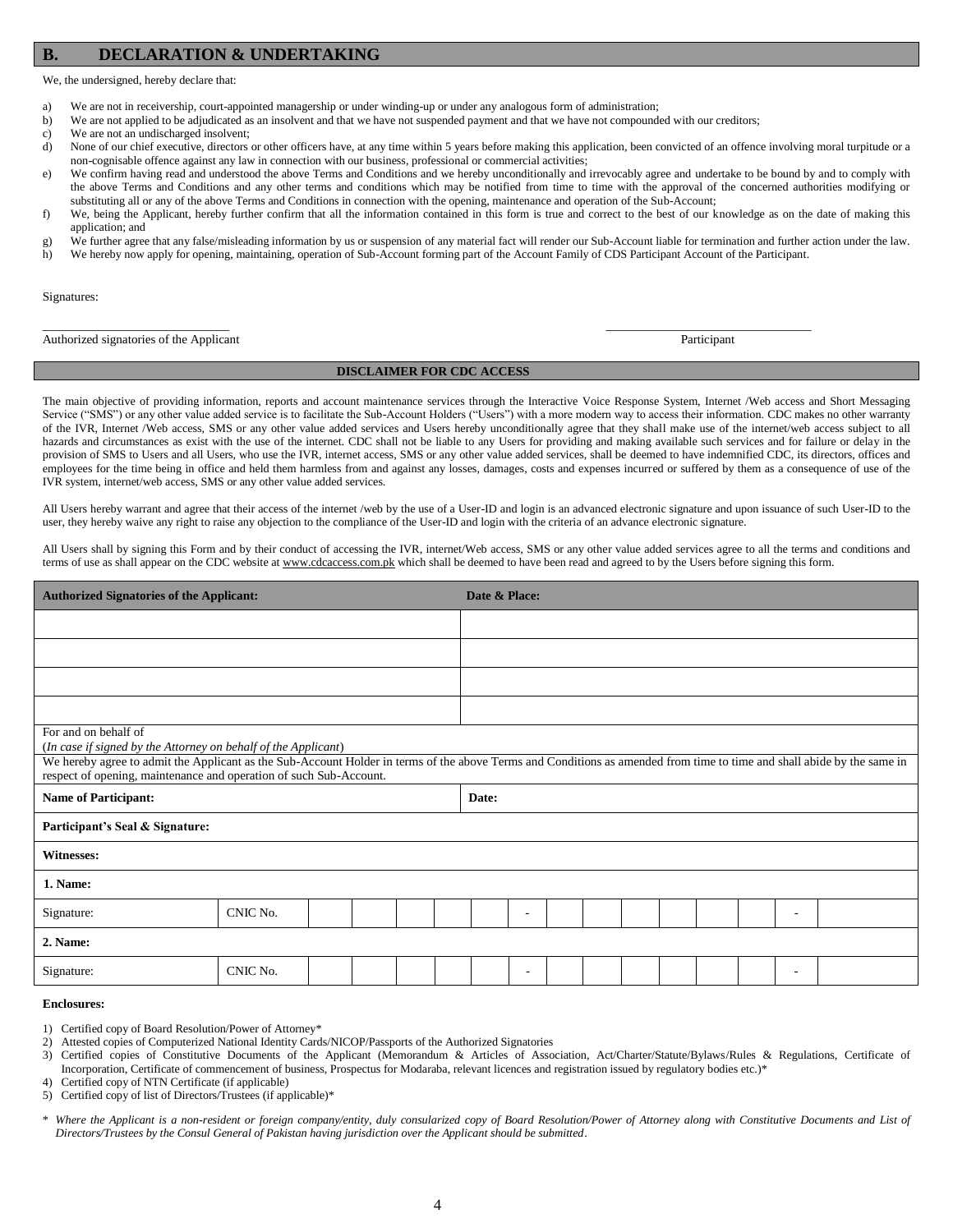## B. DECLARATION & UNDERTAKING

We, the undersigned, hereby declare that:

a) We are not in receivership, court-appointed managership or under winding-up or under any analogous form of administration;
b) We are not applied to be adjudicated as an insolvent and that we have not suspended payment and that we have not compounded with our creditors;
c) We are not an undischarged insolvent;
d) None of our chief executive, directors or other officers have, at any time within 5 years before making this application, been convicted of an offence involving moral turpitude or a non-cognisable offence against any law in connection with our business, professional or commercial activities;
e) We confirm having read and understood the above Terms and Conditions and we hereby unconditionally and irrevocably agree and undertake to be bound by and to comply with the above Terms and Conditions and any other terms and conditions which may be notified from time to time with the approval of the concerned authorities modifying or substituting all or any of the above Terms and Conditions in connection with the opening, maintenance and operation of the Sub-Account;
f) We, being the Applicant, hereby further confirm that all the information contained in this form is true and correct to the best of our knowledge as on the date of making this application; and
g) We further agree that any false/misleading information by us or suspension of any material fact will render our Sub-Account liable for termination and further action under the law.
h) We hereby now apply for opening, maintaining, operation of Sub-Account forming part of the Account Family of CDS Participant Account of the Participant.

Signatures:

______________________________ ______________________________
Authorized signatories of the Applicant Participant

### DISCLAIMER FOR CDC ACCESS

The main objective of providing information, reports and account maintenance services through the Interactive Voice Response System, Internet /Web access and Short Messaging Service ("SMS") or any other value added service is to facilitate the Sub-Account Holders ("Users") with a more modern way to access their information. CDC makes no other warranty of the IVR, Internet /Web access, SMS or any other value added services and Users hereby unconditionally agree that they shall make use of the internet/web access subject to all hazards and circumstances as exist with the use of the internet. CDC shall not be liable to any Users for providing and making available such services and for failure or delay in the provision of SMS to Users and all Users, who use the IVR, internet access, SMS or any other value added services, shall be deemed to have indemnified CDC, its directors, offices and employees for the time being in office and held them harmless from and against any losses, damages, costs and expenses incurred or suffered by them as a consequence of use of the IVR system, internet/web access, SMS or any other value added services.

All Users hereby warrant and agree that their access of the internet /web by the use of a User-ID and login is an advanced electronic signature and upon issuance of such User-ID to the user, they hereby waive any right to raise any objection to the compliance of the User-ID and login with the criteria of an advance electronic signature.

All Users shall by signing this Form and by their conduct of accessing the IVR, internet/Web access, SMS or any other value added services agree to all the terms and conditions and terms of use as shall appear on the CDC website at www.cdcaccess.com.pk which shall be deemed to have been read and agreed to by the Users before signing this form.

| **Authorized Signatories of the Applicant:** | **Date & Place:** |
|---|---|
| | |
| | |
| | |
| | |

For and on behalf of
(*In case if signed by the Attorney on behalf of the Applicant*)

We hereby agree to admit the Applicant as the Sub-Account Holder in terms of the above Terms and Conditions as amended from time to time and shall abide by the same in respect of opening, maintenance and operation of such Sub-Account.

| **Name of Participant:** | **Date:** |
|---|---|

**Participant's Seal & Signature:**

**Witnesses:**

**1. Name:**

| Signature: | CNIC No. | | | | | | - | | | | | | | - | |
|---|---|---|---|---|---|---|---|---|---|---|---|---|---|---|---|

**2. Name:**

| Signature: | CNIC No. | | | | | | - | | | | | | | - | |
|---|---|---|---|---|---|---|---|---|---|---|---|---|---|---|---|

**Enclosures:**

1) Certified copy of Board Resolution/Power of Attorney*
2) Attested copies of Computerized National Identity Cards/NICOP/Passports of the Authorized Signatories
3) Certified copies of Constitutive Documents of the Applicant (Memorandum & Articles of Association, Act/Charter/Statute/Bylaws/Rules & Regulations, Certificate of Incorporation, Certificate of commencement of business, Prospectus for Modaraba, relevant licences and registration issued by regulatory bodies etc.)*
4) Certified copy of NTN Certificate (if applicable)
5) Certified copy of list of Directors/Trustees (if applicable)*

\* *Where the Applicant is a non-resident or foreign company/entity, duly consularized copy of Board Resolution/Power of Attorney along with Constitutive Documents and List of Directors/Trustees by the Consul General of Pakistan having jurisdiction over the Applicant should be submitted.*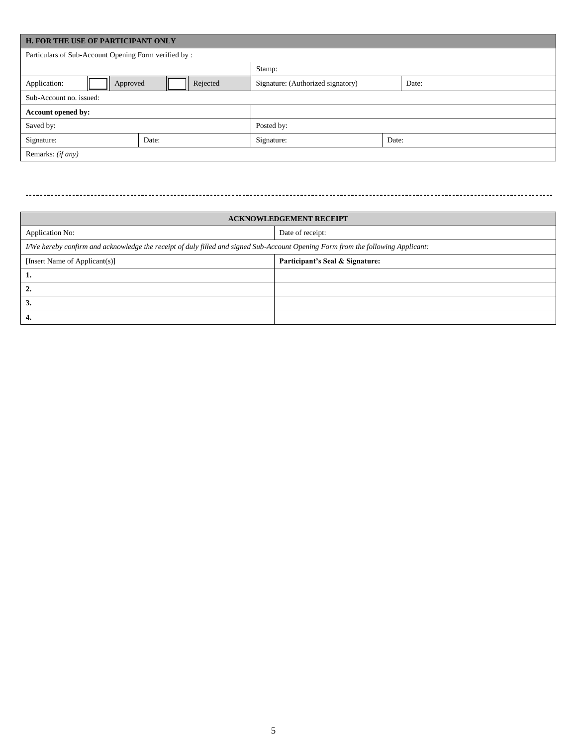| H. FOR THE USE OF PARTICIPANT ONLY | | | | | |
|---|---|---|---|---|---|
| Particulars of Sub-Account Opening Form verified by : | | | | | |
| | | | | Stamp: | |
| Application: | ☐ | Approved | ☐ | Rejected | Signature: (Authorized signatory) | Date: |
| Sub-Account no. issued: | | | | | |
| **Account opened by:** | | | | | |
| Saved by: | | | Posted by: | | |
| Signature: | Date: | | Signature: | Date: | |
| Remarks: *(if any)* | | | | | |

---

| ACKNOWLEDGEMENT RECEIPT | |
|---|---|
| Application No: | Date of receipt: |
| *I/We hereby confirm and acknowledge the receipt of duly filled and signed Sub-Account Opening Form from the following Applicant:* | |
| [Insert Name of Applicant(s)] | **Participant's Seal & Signature:** |
| **1.** | |
| **2.** | |
| **3.** | |
| **4.** | |